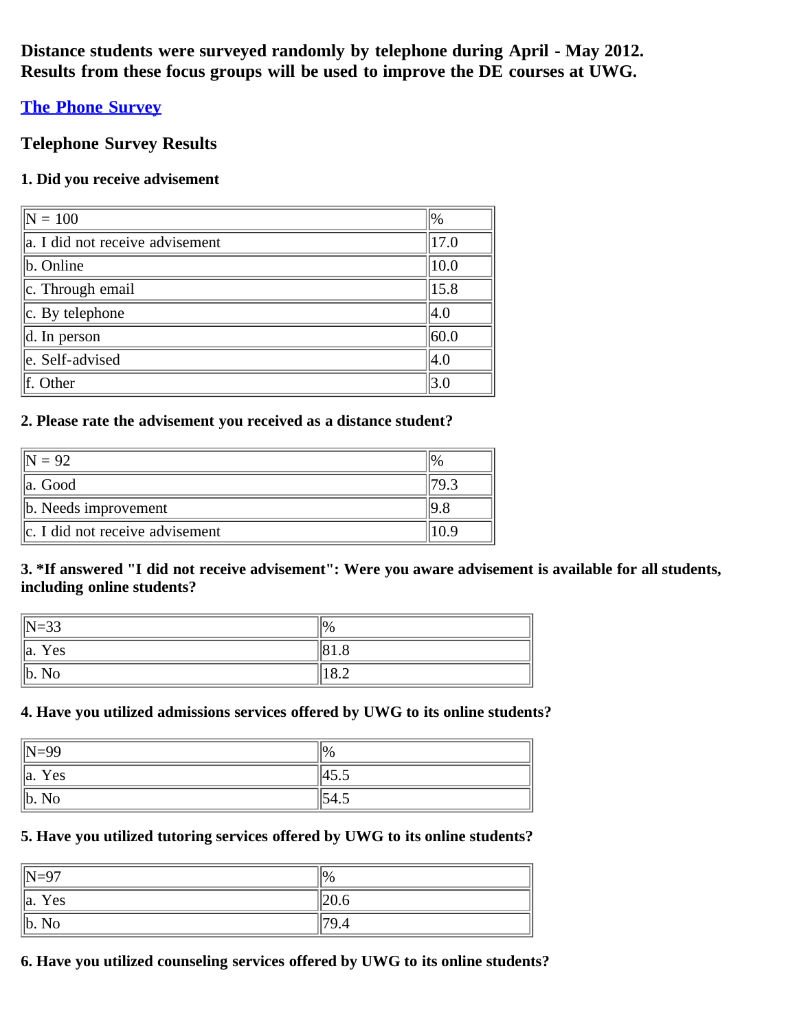**Distance students were surveyed randomly by telephone during April - May 2012. Results from these focus groups will be used to improve the DE courses at UWG.**

[The Phone Survey]

### Telephone Survey Results

**1. Did you receive advisement**

| N = 100 | % |
|---|---|
| a. I did not receive advisement | 17.0 |
| b. Online | 10.0 |
| c. Through email | 15.8 |
| c. By telephone | 4.0 |
| d. In person | 60.0 |
| e. Self-advised | 4.0 |
| f. Other | 3.0 |

**2. Please rate the advisement you received as a distance student?**

| N = 92 | % |
|---|---|
| a. Good | 79.3 |
| b. Needs improvement | 9.8 |
| c. I did not receive advisement | 10.9 |

**3. *If answered "I did not receive advisement": Were you aware advisement is available for all students, including online students?**

| N=33 | % |
|---|---|
| a. Yes | 81.8 |
| b. No | 18.2 |

**4. Have you utilized admissions services offered by UWG to its online students?**

| N=99 | % |
|---|---|
| a. Yes | 45.5 |
| b. No | 54.5 |

**5. Have you utilized tutoring services offered by UWG to its online students?**

| N=97 | % |
|---|---|
| a. Yes | 20.6 |
| b. No | 79.4 |

**6. Have you utilized counseling services offered by UWG to its online students?**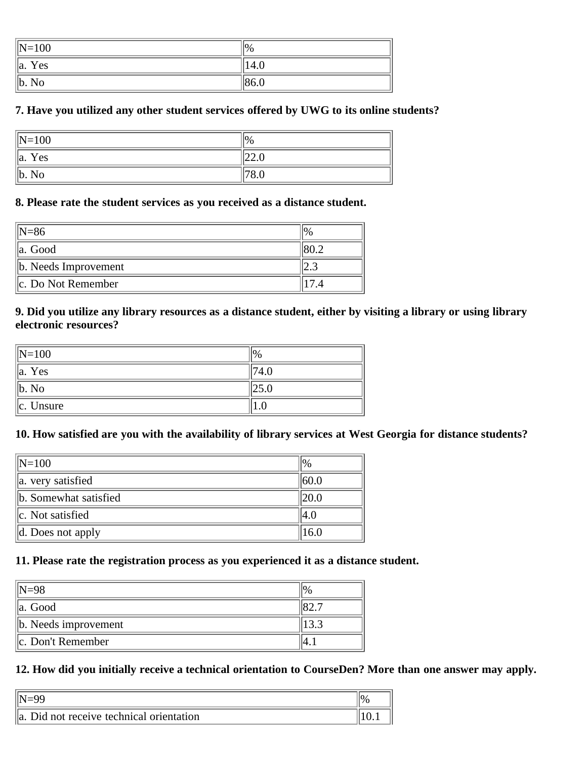| N=100 | % |
|---|---|
| a. Yes | 14.0 |
| b. No | 86.0 |

**7. Have you utilized any other student services offered by UWG to its online students?**

| N=100 | % |
|---|---|
| a. Yes | 22.0 |
| b. No | 78.0 |

**8. Please rate the student services as you received as a distance student.**

| N=86 | % |
|---|---|
| a. Good | 80.2 |
| b. Needs Improvement | 2.3 |
| c. Do Not Remember | 17.4 |

**9. Did you utilize any library resources as a distance student, either by visiting a library or using library electronic resources?**

| N=100 | % |
|---|---|
| a. Yes | 74.0 |
| b. No | 25.0 |
| c. Unsure | 1.0 |

**10. How satisfied are you with the availability of library services at West Georgia for distance students?**

| N=100 | % |
|---|---|
| a. very satisfied | 60.0 |
| b. Somewhat satisfied | 20.0 |
| c. Not satisfied | 4.0 |
| d. Does not apply | 16.0 |

**11. Please rate the registration process as you experienced it as a distance student.**

| N=98 | % |
|---|---|
| a. Good | 82.7 |
| b. Needs improvement | 13.3 |
| c. Don't Remember | 4.1 |

**12. How did you initially receive a technical orientation to CourseDen? More than one answer may apply.**

| N=99 | % |
|---|---|
| a. Did not receive technical orientation | 10.1 |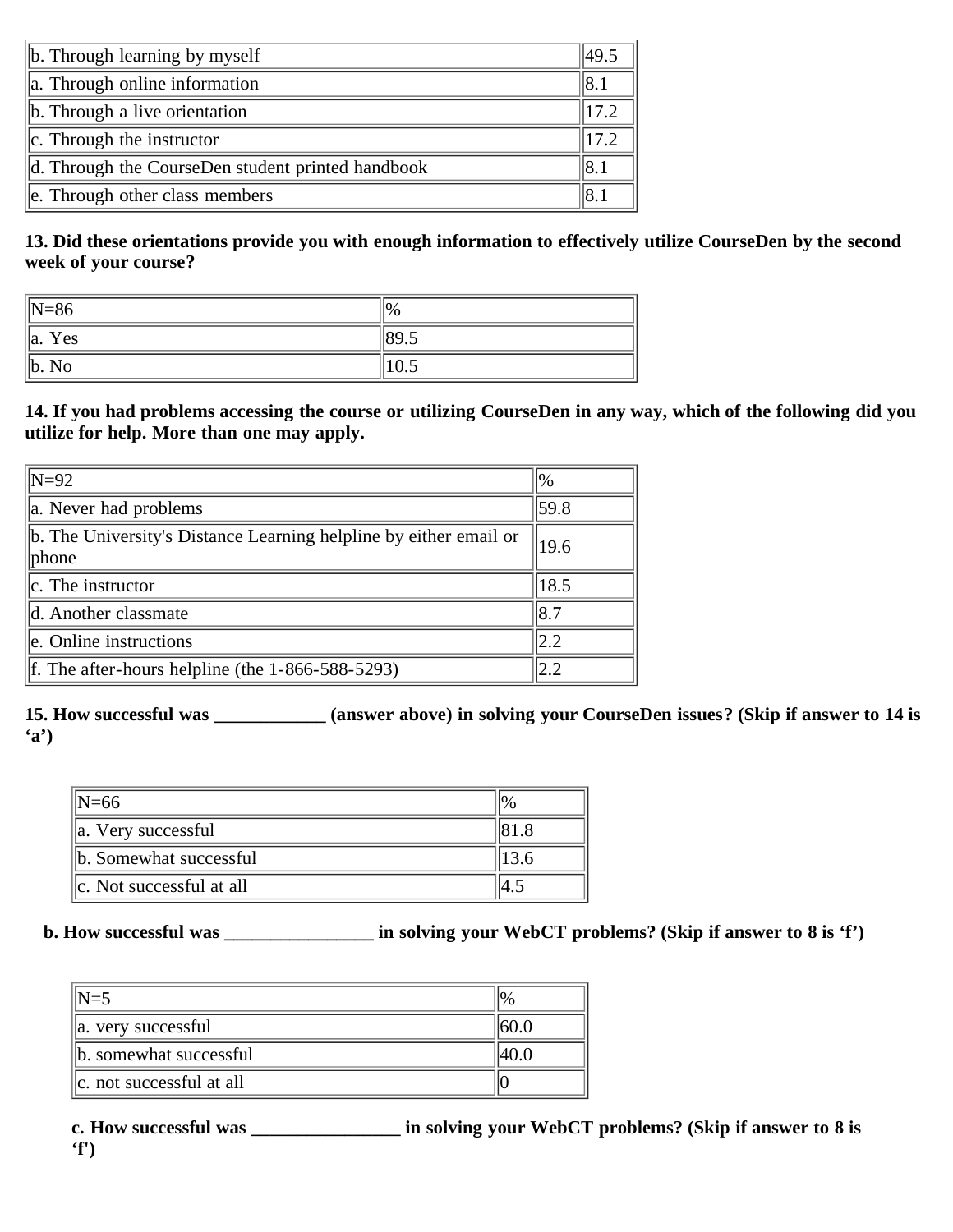| b. Through learning by myself | 49.5 |
| --- | --- |
| a. Through online information | 8.1 |
| b. Through a live orientation | 17.2 |
| c. Through the instructor | 17.2 |
| d. Through the CourseDen student printed handbook | 8.1 |
| e. Through other class members | 8.1 |

**13. Did these orientations provide you with enough information to effectively utilize CourseDen by the second week of your course?**

| N=86 | % |
| --- | --- |
| a. Yes | 89.5 |
| b. No | 10.5 |

**14. If you had problems accessing the course or utilizing CourseDen in any way, which of the following did you utilize for help. More than one may apply.**

| N=92 | % |
| --- | --- |
| a. Never had problems | 59.8 |
| b. The University's Distance Learning helpline by either email or phone | 19.6 |
| c. The instructor | 18.5 |
| d. Another classmate | 8.7 |
| e. Online instructions | 2.2 |
| f. The after-hours helpline (the 1-866-588-5293) | 2.2 |

**15. How successful was ____________ (answer above) in solving your CourseDen issues? (Skip if answer to 14 is 'a')**

| N=66 | % |
| --- | --- |
| a. Very successful | 81.8 |
| b. Somewhat successful | 13.6 |
| c. Not successful at all | 4.5 |

**b. How successful was ________________ in solving your WebCT problems? (Skip if answer to 8 is 'f')**

| N=5 | % |
| --- | --- |
| a. very successful | 60.0 |
| b. somewhat successful | 40.0 |
| c. not successful at all | 0 |

**c. How successful was ________________ in solving your WebCT problems? (Skip if answer to 8 is 'f')**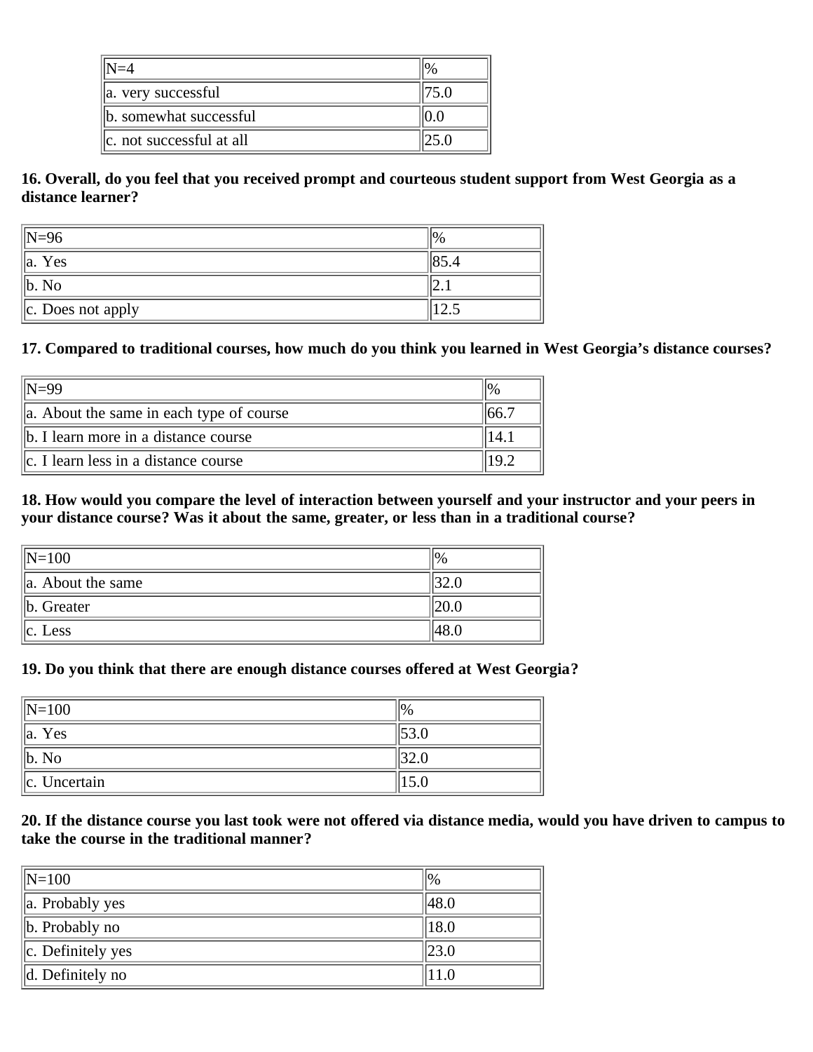| N=4 | % |
| --- | --- |
| a. very successful | 75.0 |
| b. somewhat successful | 0.0 |
| c. not successful at all | 25.0 |

**16. Overall, do you feel that you received prompt and courteous student support from West Georgia as a distance learner?**

| N=96 | % |
| --- | --- |
| a. Yes | 85.4 |
| b. No | 2.1 |
| c. Does not apply | 12.5 |

**17. Compared to traditional courses, how much do you think you learned in West Georgia's distance courses?**

| N=99 | % |
| --- | --- |
| a. About the same in each type of course | 66.7 |
| b. I learn more in a distance course | 14.1 |
| c. I learn less in a distance course | 19.2 |

**18. How would you compare the level of interaction between yourself and your instructor and your peers in your distance course? Was it about the same, greater, or less than in a traditional course?**

| N=100 | % |
| --- | --- |
| a. About the same | 32.0 |
| b. Greater | 20.0 |
| c. Less | 48.0 |

**19. Do you think that there are enough distance courses offered at West Georgia?**

| N=100 | % |
| --- | --- |
| a. Yes | 53.0 |
| b. No | 32.0 |
| c. Uncertain | 15.0 |

**20. If the distance course you last took were not offered via distance media, would you have driven to campus to take the course in the traditional manner?**

| N=100 | % |
| --- | --- |
| a. Probably yes | 48.0 |
| b. Probably no | 18.0 |
| c. Definitely yes | 23.0 |
| d. Definitely no | 11.0 |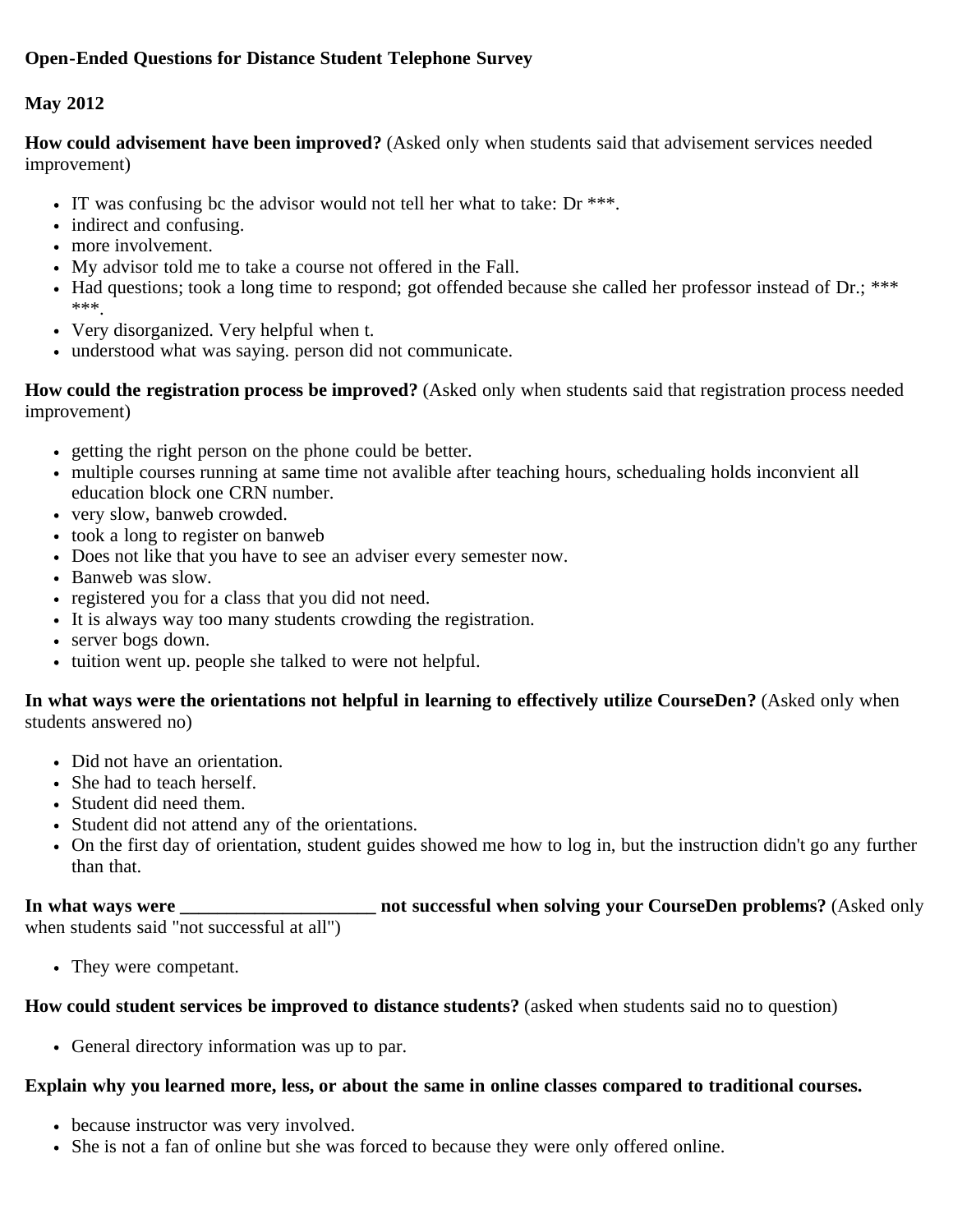**Open-Ended Questions for Distance Student Telephone Survey**

**May 2012**

**How could advisement have been improved?** (Asked only when students said that advisement services needed improvement)

- IT was confusing bc the advisor would not tell her what to take: Dr ***.
- indirect and confusing.
- more involvement.
- My advisor told me to take a course not offered in the Fall.
- Had questions; took a long time to respond; got offended because she called her professor instead of Dr.; *** ***.
- Very disorganized. Very helpful when t.
- understood what was saying. person did not communicate.

**How could the registration process be improved?** (Asked only when students said that registration process needed improvement)

- getting the right person on the phone could be better.
- multiple courses running at same time not avalible after teaching hours, schedualing holds inconvient all education block one CRN number.
- very slow, banweb crowded.
- took a long to register on banweb
- Does not like that you have to see an adviser every semester now.
- Banweb was slow.
- registered you for a class that you did not need.
- It is always way too many students crowding the registration.
- server bogs down.
- tuition went up. people she talked to were not helpful.

**In what ways were the orientations not helpful in learning to effectively utilize CourseDen?** (Asked only when students answered no)

- Did not have an orientation.
- She had to teach herself.
- Student did need them.
- Student did not attend any of the orientations.
- On the first day of orientation, student guides showed me how to log in, but the instruction didn't go any further than that.

**In what ways were _____________________ not successful when solving your CourseDen problems?** (Asked only when students said "not successful at all")

- They were competant.

**How could student services be improved to distance students?** (asked when students said no to question)

- General directory information was up to par.

**Explain why you learned more, less, or about the same in online classes compared to traditional courses.**

- because instructor was very involved.
- She is not a fan of online but she was forced to because they were only offered online.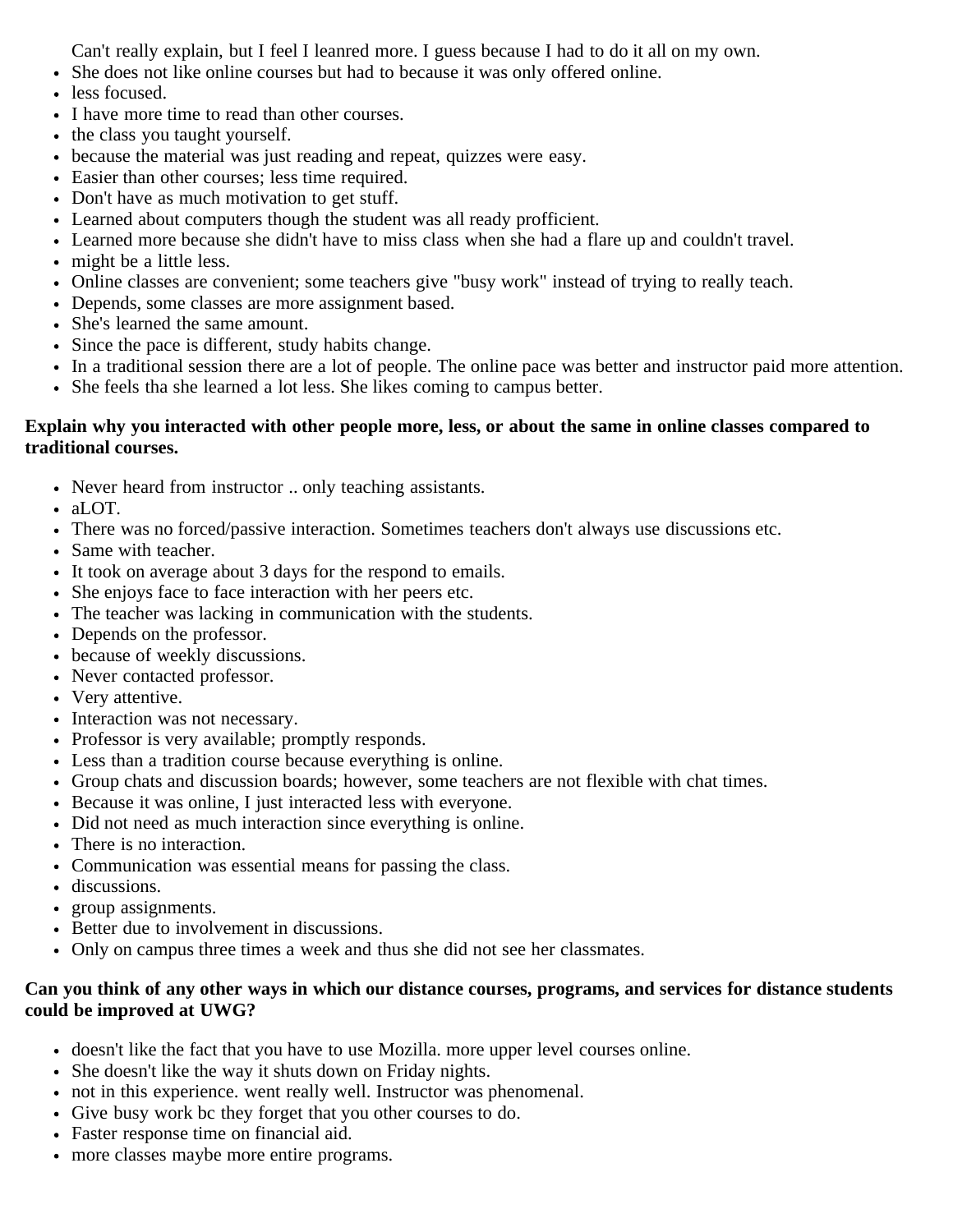Can't really explain, but I feel I leanred more. I guess because I had to do it all on my own.

- She does not like online courses but had to because it was only offered online.
- less focused.
- I have more time to read than other courses.
- the class you taught yourself.
- because the material was just reading and repeat, quizzes were easy.
- Easier than other courses; less time required.
- Don't have as much motivation to get stuff.
- Learned about computers though the student was all ready profficient.
- Learned more because she didn't have to miss class when she had a flare up and couldn't travel.
- might be a little less.
- Online classes are convenient; some teachers give "busy work" instead of trying to really teach.
- Depends, some classes are more assignment based.
- She's learned the same amount.
- Since the pace is different, study habits change.
- In a traditional session there are a lot of people. The online pace was better and instructor paid more attention.
- She feels tha she learned a lot less. She likes coming to campus better.

**Explain why you interacted with other people more, less, or about the same in online classes compared to traditional courses.**

- Never heard from instructor .. only teaching assistants.
- aLOT.
- There was no forced/passive interaction. Sometimes teachers don't always use discussions etc.
- Same with teacher.
- It took on average about 3 days for the respond to emails.
- She enjoys face to face interaction with her peers etc.
- The teacher was lacking in communication with the students.
- Depends on the professor.
- because of weekly discussions.
- Never contacted professor.
- Very attentive.
- Interaction was not necessary.
- Professor is very available; promptly responds.
- Less than a tradition course because everything is online.
- Group chats and discussion boards; however, some teachers are not flexible with chat times.
- Because it was online, I just interacted less with everyone.
- Did not need as much interaction since everything is online.
- There is no interaction.
- Communication was essential means for passing the class.
- discussions.
- group assignments.
- Better due to involvement in discussions.
- Only on campus three times a week and thus she did not see her classmates.

**Can you think of any other ways in which our distance courses, programs, and services for distance students could be improved at UWG?**

- doesn't like the fact that you have to use Mozilla. more upper level courses online.
- She doesn't like the way it shuts down on Friday nights.
- not in this experience. went really well. Instructor was phenomenal.
- Give busy work bc they forget that you other courses to do.
- Faster response time on financial aid.
- more classes maybe more entire programs.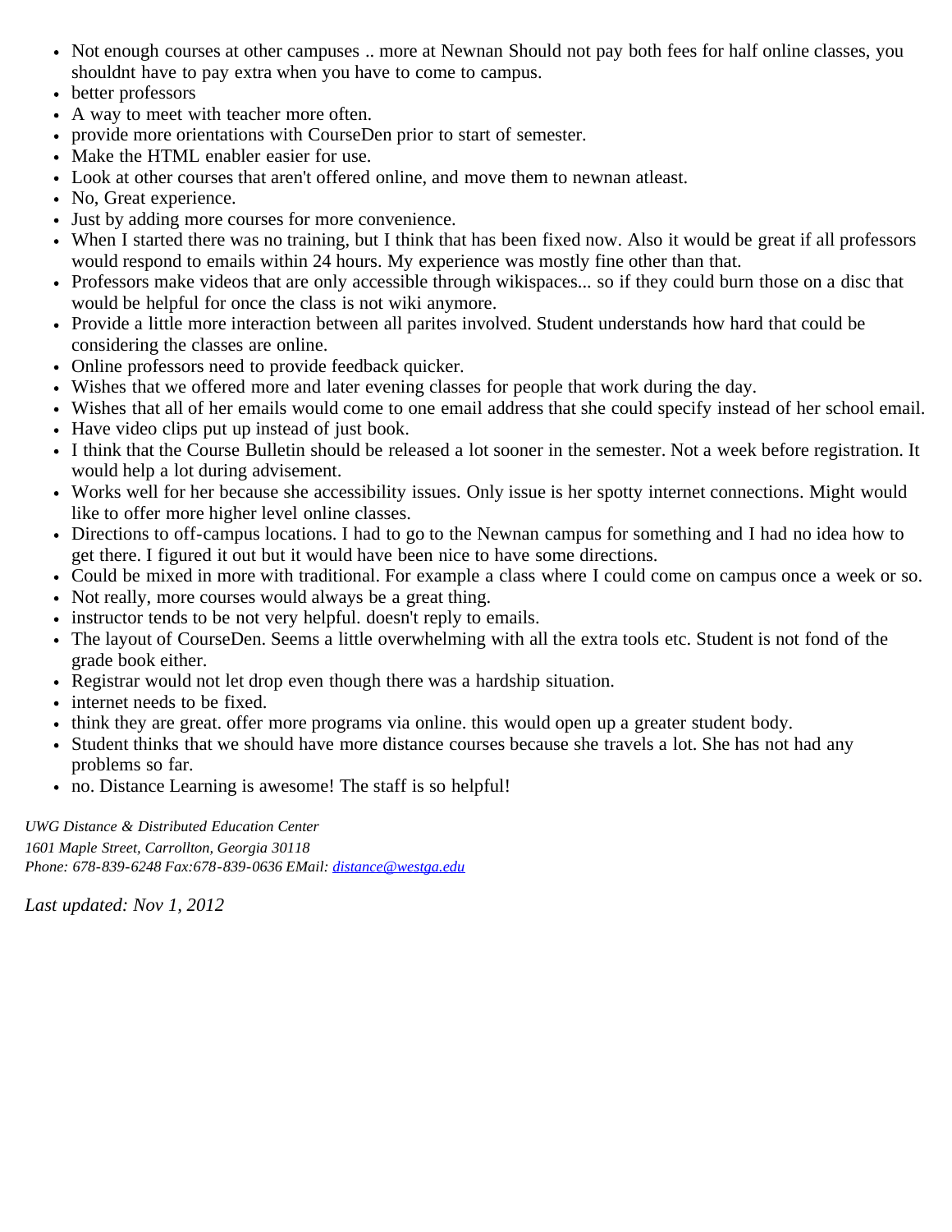- Not enough courses at other campuses .. more at Newnan Should not pay both fees for half online classes, you shouldnt have to pay extra when you have to come to campus.
- better professors
- A way to meet with teacher more often.
- provide more orientations with CourseDen prior to start of semester.
- Make the HTML enabler easier for use.
- Look at other courses that aren't offered online, and move them to newnan atleast.
- No, Great experience.
- Just by adding more courses for more convenience.
- When I started there was no training, but I think that has been fixed now. Also it would be great if all professors would respond to emails within 24 hours. My experience was mostly fine other than that.
- Professors make videos that are only accessible through wikispaces... so if they could burn those on a disc that would be helpful for once the class is not wiki anymore.
- Provide a little more interaction between all parites involved. Student understands how hard that could be considering the classes are online.
- Online professors need to provide feedback quicker.
- Wishes that we offered more and later evening classes for people that work during the day.
- Wishes that all of her emails would come to one email address that she could specify instead of her school email.
- Have video clips put up instead of just book.
- I think that the Course Bulletin should be released a lot sooner in the semester. Not a week before registration. It would help a lot during advisement.
- Works well for her because she accessibility issues. Only issue is her spotty internet connections. Might would like to offer more higher level online classes.
- Directions to off-campus locations. I had to go to the Newnan campus for something and I had no idea how to get there. I figured it out but it would have been nice to have some directions.
- Could be mixed in more with traditional. For example a class where I could come on campus once a week or so.
- Not really, more courses would always be a great thing.
- instructor tends to be not very helpful. doesn't reply to emails.
- The layout of CourseDen. Seems a little overwhelming with all the extra tools etc. Student is not fond of the grade book either.
- Registrar would not let drop even though there was a hardship situation.
- internet needs to be fixed.
- think they are great. offer more programs via online. this would open up a greater student body.
- Student thinks that we should have more distance courses because she travels a lot. She has not had any problems so far.
- no. Distance Learning is awesome! The staff is so helpful!

*UWG Distance & Distributed Education Center*
*1601 Maple Street, Carrollton, Georgia 30118*
*Phone: 678-839-6248 Fax:678-839-0636 EMail: [distance@westga.edu](mailto:distance@westga.edu)*

*Last updated: Nov 1, 2012*